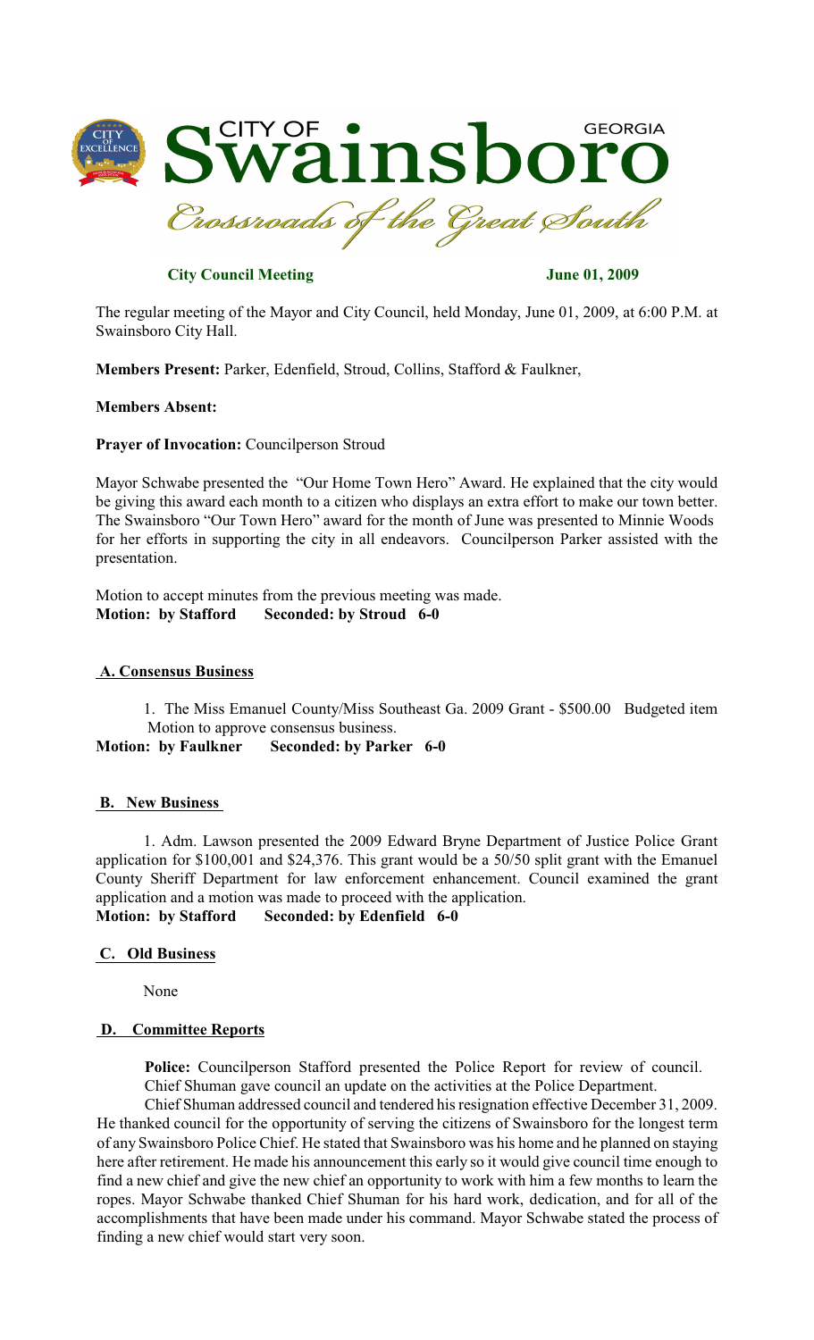# CITY OF Swainsboro GEORGIA

*Crossroads of the Great South*

**City Council Meeting** **June 01, 2009**

The regular meeting of the Mayor and City Council, held Monday, June 01, 2009, at 6:00 P.M. at Swainsboro City Hall.

**Members Present:** Parker, Edenfield, Stroud, Collins, Stafford & Faulkner,

**Members Absent:**

**Prayer of Invocation:** Councilperson Stroud

Mayor Schwabe presented the "Our Home Town Hero" Award. He explained that the city would be giving this award each month to a citizen who displays an extra effort to make our town better. The Swainsboro "Our Town Hero" award for the month of June was presented to Minnie Woods for her efforts in supporting the city in all endeavors. Councilperson Parker assisted with the presentation.

Motion to accept minutes from the previous meeting was made.
**Motion: by Stafford Seconded: by Stroud 6-0**

## A. Consensus Business

1. The Miss Emanuel County/Miss Southeast Ga. 2009 Grant - $500.00 Budgeted item
   Motion to approve consensus business.

**Motion: by Faulkner Seconded: by Parker 6-0**

## B. New Business

1. Adm. Lawson presented the 2009 Edward Bryne Department of Justice Police Grant application for $100,001 and $24,376. This grant would be a 50/50 split grant with the Emanuel County Sheriff Department for law enforcement enhancement. Council examined the grant application and a motion was made to proceed with the application.

**Motion: by Stafford Seconded: by Edenfield 6-0**

## C. Old Business

None

## D. Committee Reports

**Police:** Councilperson Stafford presented the Police Report for review of council. Chief Shuman gave council an update on the activities at the Police Department.

Chief Shuman addressed council and tendered his resignation effective December 31, 2009. He thanked council for the opportunity of serving the citizens of Swainsboro for the longest term of any Swainsboro Police Chief. He stated that Swainsboro was his home and he planned on staying here after retirement. He made his announcement this early so it would give council time enough to find a new chief and give the new chief an opportunity to work with him a few months to learn the ropes. Mayor Schwabe thanked Chief Shuman for his hard work, dedication, and for all of the accomplishments that have been made under his command. Mayor Schwabe stated the process of finding a new chief would start very soon.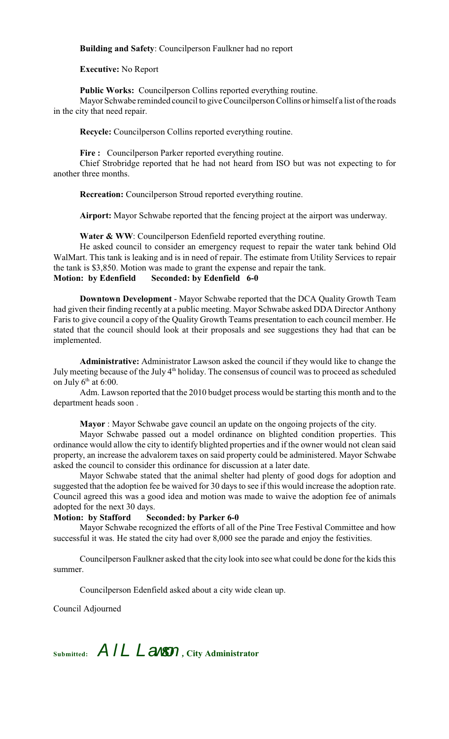**Building and Safety**: Councilperson Faulkner had no report

**Executive:** No Report

**Public Works:** Councilperson Collins reported everything routine.

Mayor Schwabe reminded council to give Councilperson Collins or himself a list of the roads in the city that need repair.

**Recycle:** Councilperson Collins reported everything routine.

**Fire :** Councilperson Parker reported everything routine.

Chief Strobridge reported that he had not heard from ISO but was not expecting to for another three months.

**Recreation:** Councilperson Stroud reported everything routine.

**Airport:** Mayor Schwabe reported that the fencing project at the airport was underway.

**Water & WW**: Councilperson Edenfield reported everything routine.

He asked council to consider an emergency request to repair the water tank behind Old WalMart. This tank is leaking and is in need of repair. The estimate from Utility Services to repair the tank is $3,850. Motion was made to grant the expense and repair the tank.

**Motion: by Edenfield Seconded: by Edenfield 6-0**

**Downtown Development** - Mayor Schwabe reported that the DCA Quality Growth Team had given their finding recently at a public meeting. Mayor Schwabe asked DDA Director Anthony Faris to give council a copy of the Quality Growth Teams presentation to each council member. He stated that the council should look at their proposals and see suggestions they had that can be implemented.

**Administrative:** Administrator Lawson asked the council if they would like to change the July meeting because of the July 4th holiday. The consensus of council was to proceed as scheduled on July 6th at 6:00.

Adm. Lawson reported that the 2010 budget process would be starting this month and to the department heads soon .

**Mayor** : Mayor Schwabe gave council an update on the ongoing projects of the city.

Mayor Schwabe passed out a model ordinance on blighted condition properties. This ordinance would allow the city to identify blighted properties and if the owner would not clean said property, an increase the advalorem taxes on said property could be administered. Mayor Schwabe asked the council to consider this ordinance for discussion at a later date.

Mayor Schwabe stated that the animal shelter had plenty of good dogs for adoption and suggested that the adoption fee be waived for 30 days to see if this would increase the adoption rate. Council agreed this was a good idea and motion was made to waive the adoption fee of animals adopted for the next 30 days.

**Motion: by Stafford Seconded: by Parker 6-0**

Mayor Schwabe recognized the efforts of all of the Pine Tree Festival Committee and how successful it was. He stated the city had over 8,000 see the parade and enjoy the festivities.

Councilperson Faulkner asked that the city look into see what could be done for the kids this summer.

Councilperson Edenfield asked about a city wide clean up.

Council Adjourned

**Submitted:** *A l L Lawson* **, City Administrator**